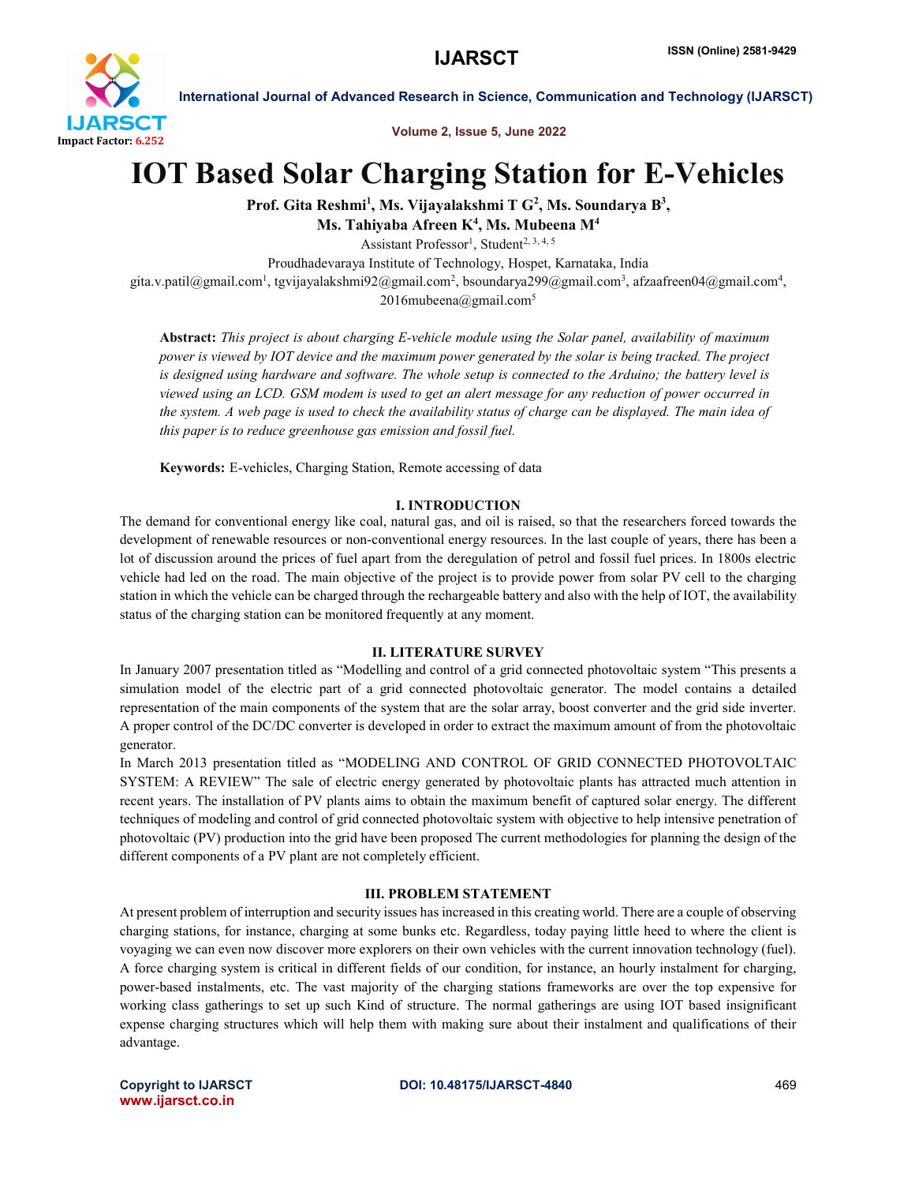# IOT Based Solar Charging Station for E-Vehicles

**Prof. Gita Reshmi[1], Ms. Vijayalakshmi T G[2], Ms. Soundarya B[3], Ms. Tahiyaba Afreen K[4], Ms. Mubeena M[4]**

Assistant Professor[1], Student[2, 3, 4, 5]

Proudhadevaraya Institute of Technology, Hospet, Karnataka, India

gita.v.patil@gmail.com[1], tgvijayalakshmi92@gmail.com[2], bsoundarya299@gmail.com[3], afzaafreen04@gmail.com[4], 2016mubeena@gmail.com[5]

**Abstract:** *This project is about charging E-vehicle module using the Solar panel, availability of maximum power is viewed by IOT device and the maximum power generated by the solar is being tracked. The project is designed using hardware and software. The whole setup is connected to the Arduino; the battery level is viewed using an LCD. GSM modem is used to get an alert message for any reduction of power occurred in the system. A web page is used to check the availability status of charge can be displayed. The main idea of this paper is to reduce greenhouse gas emission and fossil fuel.*

**Keywords:** E-vehicles, Charging Station, Remote accessing of data

## I. INTRODUCTION

The demand for conventional energy like coal, natural gas, and oil is raised, so that the researchers forced towards the development of renewable resources or non-conventional energy resources. In the last couple of years, there has been a lot of discussion around the prices of fuel apart from the deregulation of petrol and fossil fuel prices. In 1800s electric vehicle had led on the road. The main objective of the project is to provide power from solar PV cell to the charging station in which the vehicle can be charged through the rechargeable battery and also with the help of IOT, the availability status of the charging station can be monitored frequently at any moment.

## II. LITERATURE SURVEY

In January 2007 presentation titled as "Modelling and control of a grid connected photovoltaic system "This presents a simulation model of the electric part of a grid connected photovoltaic generator. The model contains a detailed representation of the main components of the system that are the solar array, boost converter and the grid side inverter. A proper control of the DC/DC converter is developed in order to extract the maximum amount of from the photovoltaic generator.

In March 2013 presentation titled as "MODELING AND CONTROL OF GRID CONNECTED PHOTOVOLTAIC SYSTEM: A REVIEW" The sale of electric energy generated by photovoltaic plants has attracted much attention in recent years. The installation of PV plants aims to obtain the maximum benefit of captured solar energy. The different techniques of modeling and control of grid connected photovoltaic system with objective to help intensive penetration of photovoltaic (PV) production into the grid have been proposed The current methodologies for planning the design of the different components of a PV plant are not completely efficient.

## III. PROBLEM STATEMENT

At present problem of interruption and security issues has increased in this creating world. There are a couple of observing charging stations, for instance, charging at some bunks etc. Regardless, today paying little heed to where the client is voyaging we can even now discover more explorers on their own vehicles with the current innovation technology (fuel). A force charging system is critical in different fields of our condition, for instance, an hourly instalment for charging, power-based instalments, etc. The vast majority of the charging stations frameworks are over the top expensive for working class gatherings to set up such Kind of structure. The normal gatherings are using IOT based insignificant expense charging structures which will help them with making sure about their instalment and qualifications of their advantage.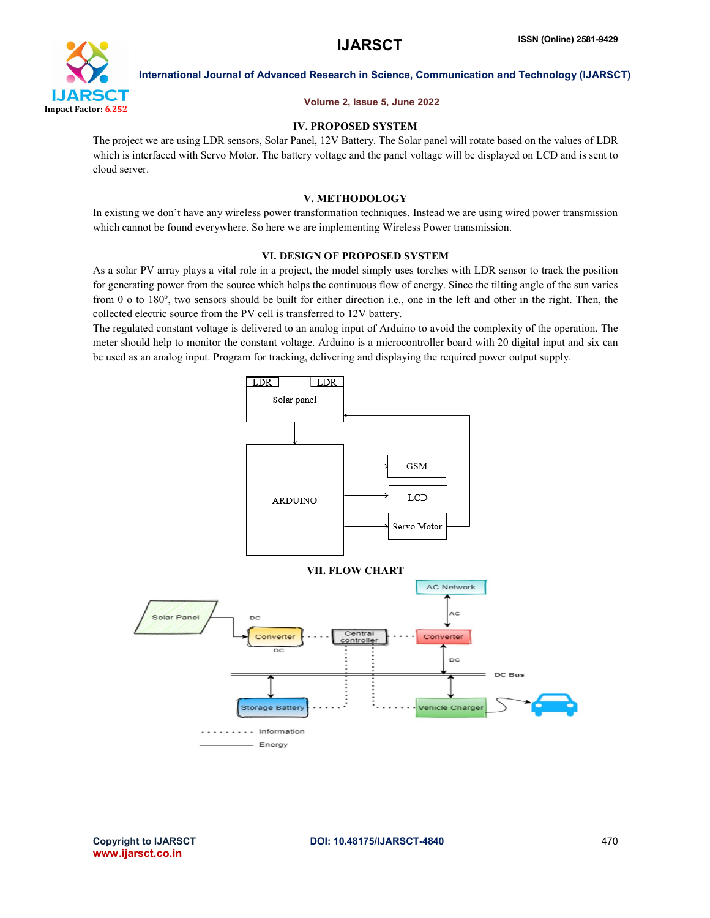## IV. PROPOSED SYSTEM

The project we are using LDR sensors, Solar Panel, 12V Battery. The Solar panel will rotate based on the values of LDR which is interfaced with Servo Motor. The battery voltage and the panel voltage will be displayed on LCD and is sent to cloud server.

## V. METHODOLOGY

In existing we don't have any wireless power transformation techniques. Instead we are using wired power transmission which cannot be found everywhere. So here we are implementing Wireless Power transmission.

## VI. DESIGN OF PROPOSED SYSTEM

As a solar PV array plays a vital role in a project, the model simply uses torches with LDR sensor to track the position for generating power from the source which helps the continuous flow of energy. Since the tilting angle of the sun varies from 0 o to 180$^o$, two sensors should be built for either direction i.e., one in the left and other in the right. Then, the collected electric source from the PV cell is transferred to 12V battery.

The regulated constant voltage is delivered to an analog input of Arduino to avoid the complexity of the operation. The meter should help to monitor the constant voltage. Arduino is a microcontroller board with 20 digital input and six can be used as an analog input. Program for tracking, delivering and displaying the required power output supply.

## VII. FLOW CHART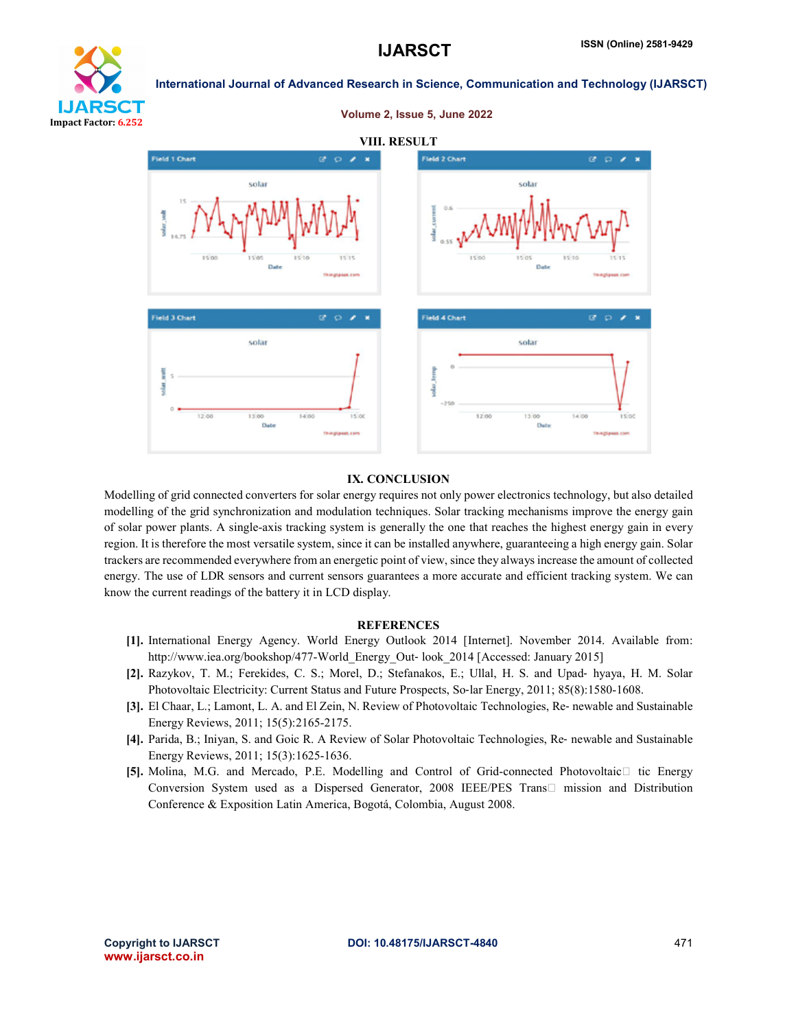## VIII. RESULT

Field 1 Chart

solar

15

14.75

solar_volt

15:00 15:05 15:10 15:15

Date

Thingspeak.com

Field 2 Chart

solar

0.6

0.55

solar_current

15:00 15:05 15:10 15:15

Date

Thingspeak.com

Field 3 Chart

solar

5

0

solar_watt

12:00 13:00 14:00 15:00

Date

Thingspeak.com

Field 4 Chart

solar

0

-250

solar_temp

12:00 13:00 14:00 15:00

Date

Thingspeak.com

## IX. CONCLUSION

Modelling of grid connected converters for solar energy requires not only power electronics technology, but also detailed modelling of the grid synchronization and modulation techniques. Solar tracking mechanisms improve the energy gain of solar power plants. A single-axis tracking system is generally the one that reaches the highest energy gain in every region. It is therefore the most versatile system, since it can be installed anywhere, guaranteeing a high energy gain. Solar trackers are recommended everywhere from an energetic point of view, since they always increase the amount of collected energy. The use of LDR sensors and current sensors guarantees a more accurate and efficient tracking system. We can know the current readings of the battery it in LCD display.

## REFERENCES

**[1].** International Energy Agency. World Energy Outlook 2014 [Internet]. November 2014. Available from: http://www.iea.org/bookshop/477-World_Energy_Out- look_2014 [Accessed: January 2015]

**[2].** Razykov, T. M.; Ferekides, C. S.; Morel, D.; Stefanakos, E.; Ullal, H. S. and Upad- hyaya, H. M. Solar Photovoltaic Electricity: Current Status and Future Prospects, So-lar Energy, 2011; 85(8):1580-1608.

**[3].** El Chaar, L.; Lamont, L. A. and El Zein, N. Review of Photovoltaic Technologies, Re- newable and Sustainable Energy Reviews, 2011; 15(5):2165-2175.

**[4].** Parida, B.; Iniyan, S. and Goic R. A Review of Solar Photovoltaic Technologies, Re- newable and Sustainable Energy Reviews, 2011; 15(3):1625-1636.

**[5].** Molina, M.G. and Mercado, P.E. Modelling and Control of Grid-connected Photovoltaic tic Energy Conversion System used as a Dispersed Generator, 2008 IEEE/PES Trans mission and Distribution Conference & Exposition Latin America, Bogotá, Colombia, August 2008.